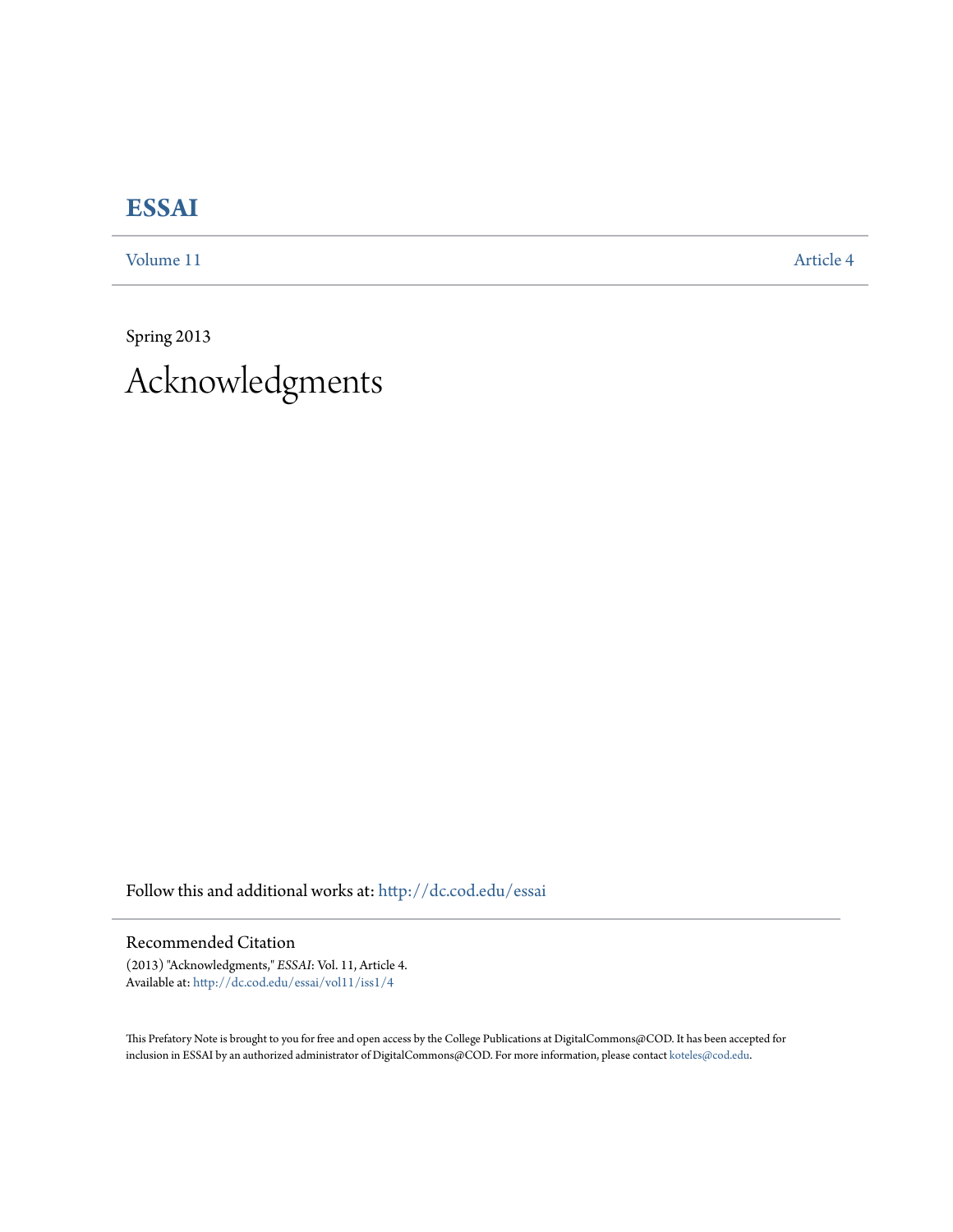# ESSAI

Volume 11 | Article 4

Spring 2013

## Acknowledgments

Follow this and additional works at: http://dc.cod.edu/essai

### Recommended Citation

(2013) "Acknowledgments," *ESSAI*: Vol. 11, Article 4.
Available at: http://dc.cod.edu/essai/vol11/iss1/4

This Prefatory Note is brought to you for free and open access by the College Publications at DigitalCommons@COD. It has been accepted for inclusion in ESSAI by an authorized administrator of DigitalCommons@COD. For more information, please contact koteles@cod.edu.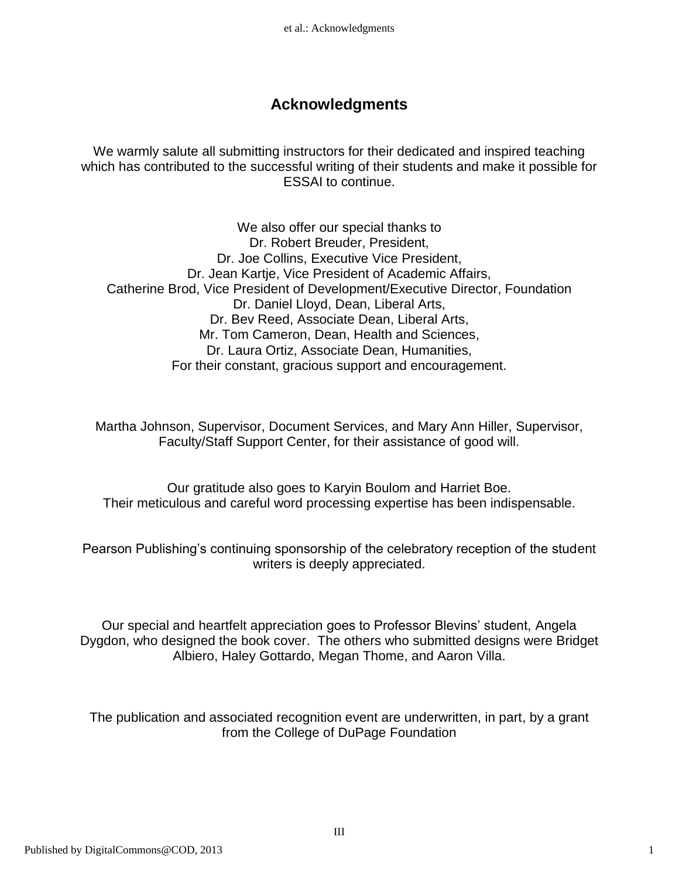# Acknowledgments

We warmly salute all submitting instructors for their dedicated and inspired teaching which has contributed to the successful writing of their students and make it possible for ESSAI to continue.

We also offer our special thanks to
Dr. Robert Breuder, President,
Dr. Joe Collins, Executive Vice President,
Dr. Jean Kartje, Vice President of Academic Affairs,
Catherine Brod, Vice President of Development/Executive Director, Foundation
Dr. Daniel Lloyd, Dean, Liberal Arts,
Dr. Bev Reed, Associate Dean, Liberal Arts,
Mr. Tom Cameron, Dean, Health and Sciences,
Dr. Laura Ortiz, Associate Dean, Humanities,
For their constant, gracious support and encouragement.

Martha Johnson, Supervisor, Document Services, and Mary Ann Hiller, Supervisor, Faculty/Staff Support Center, for their assistance of good will.

Our gratitude also goes to Karyin Boulom and Harriet Boe.
Their meticulous and careful word processing expertise has been indispensable.

Pearson Publishing's continuing sponsorship of the celebratory reception of the student writers is deeply appreciated.

Our special and heartfelt appreciation goes to Professor Blevins' student, Angela Dygdon, who designed the book cover. The others who submitted designs were Bridget Albiero, Haley Gottardo, Megan Thome, and Aaron Villa.

The publication and associated recognition event are underwritten, in part, by a grant from the College of DuPage Foundation